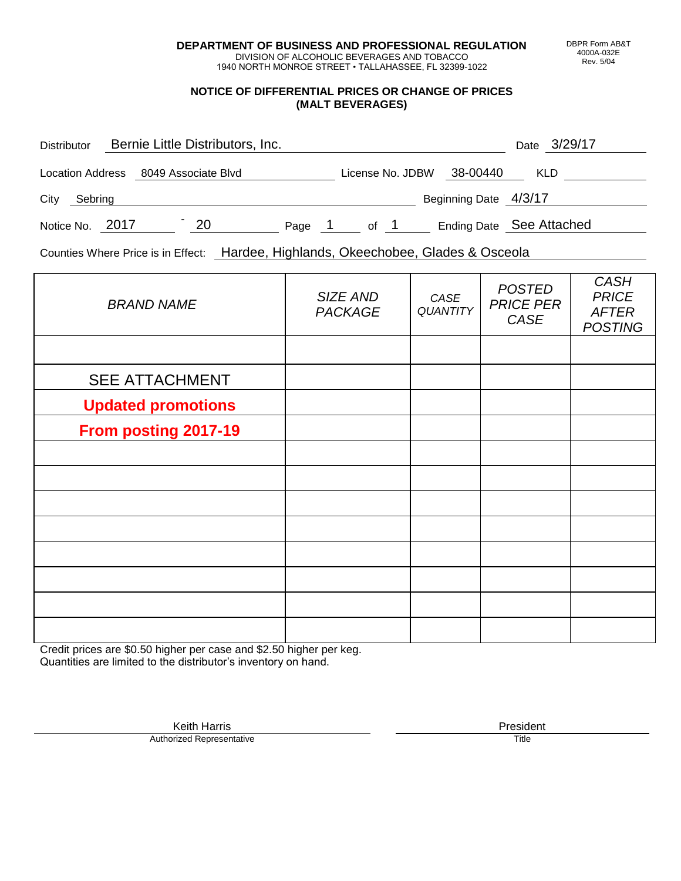**DEPARTMENT OF BUSINESS AND PROFESSIONAL REGULATION**
DIVISION OF ALCOHOLIC BEVERAGES AND TOBACCO
1940 NORTH MONROE STREET • TALLAHASSEE, FL 32399-1022

DBPR Form AB&T
4000A-032E
Rev. 5/04

**NOTICE OF DIFFERENTIAL PRICES OR CHANGE OF PRICES**
**(MALT BEVERAGES)**

Distributor: Bernie Little Distributors, Inc. Date: 3/29/17

Location Address: 8049 Associate Blvd License No. JDBW 38-00440 KLD

City: Sebring Beginning Date: 4/3/17

Notice No. 2017 - 20 Page 1 of 1 Ending Date: See Attached

Counties Where Price is in Effect: Hardee, Highlands, Okeechobee, Glades & Osceola

| *BRAND NAME* | *SIZE AND PACKAGE* | *CASE QUANTITY* | *POSTED PRICE PER CASE* | *CASH PRICE AFTER POSTING* |
|---|---|---|---|---|
| | | | | |
| SEE ATTACHMENT | | | | |
| **Updated promotions** | | | | |
| **From posting 2017-19** | | | | |
| | | | | |
| | | | | |
| | | | | |
| | | | | |
| | | | | |
| | | | | |
| | | | | |
| | | | | |

Credit prices are $0.50 higher per case and $2.50 higher per keg.
Quantities are limited to the distributor's inventory on hand.

Keith Harris
Authorized Representative

President
Title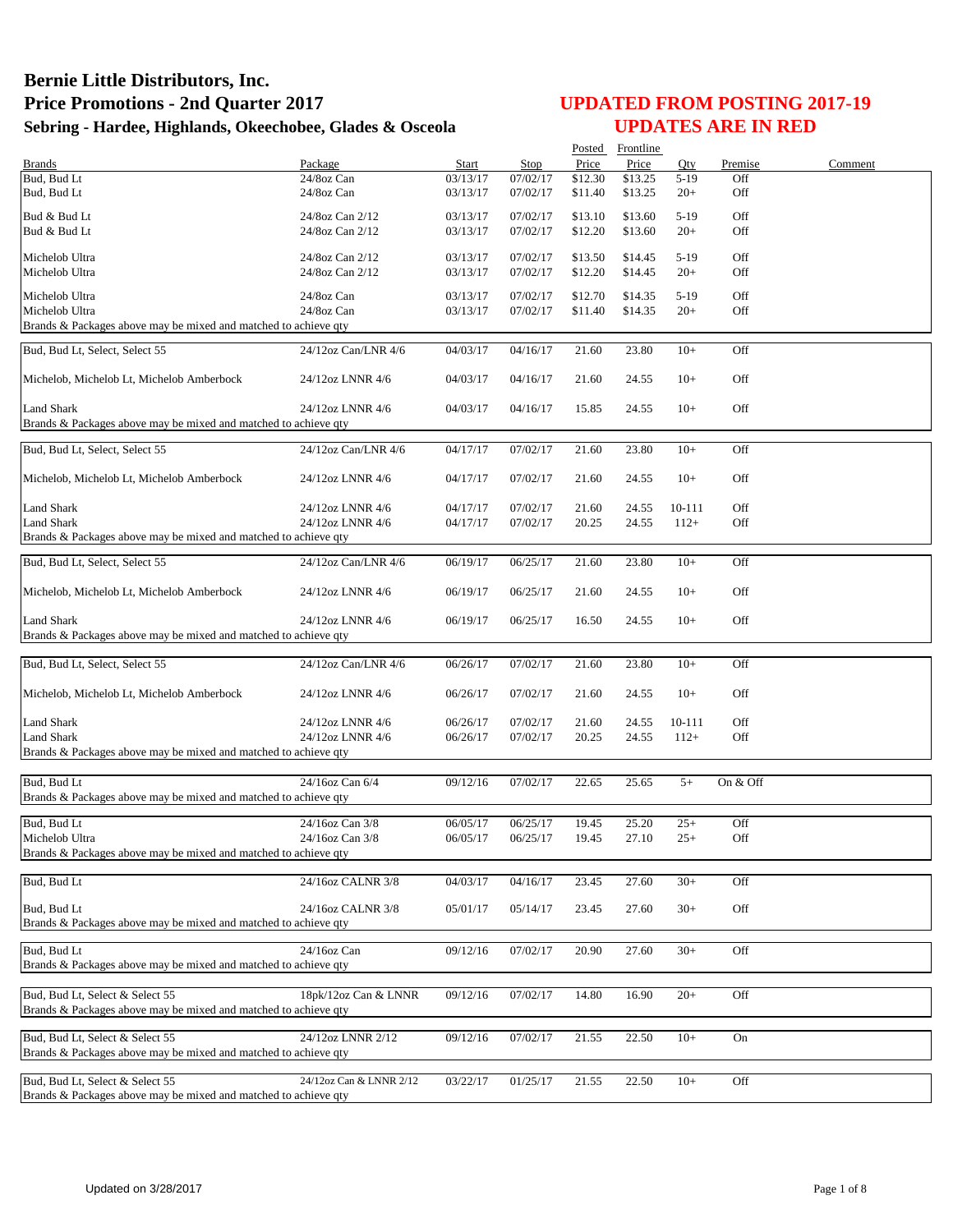# Bernie Little Distributors, Inc.
# Price Promotions - 2nd Quarter 2017
## Sebring - Hardee, Highlands, Okeechobee, Glades & Osceola

## UPDATED FROM POSTING 2017-19
## UPDATES ARE IN RED

| Brands | Package | Start | Stop | Posted Price | Frontline Price | Qty | Premise | Comment |
|---|---|---|---|---|---|---|---|---|
| Bud, Bud Lt | 24/8oz Can | 03/13/17 | 07/02/17 | $12.30 | $13.25 | 5-19 | Off | |
| Bud, Bud Lt | 24/8oz Can | 03/13/17 | 07/02/17 | $11.40 | $13.25 | 20+ | Off | |
| Bud & Bud Lt | 24/8oz Can 2/12 | 03/13/17 | 07/02/17 | $13.10 | $13.60 | 5-19 | Off | |
| Bud & Bud Lt | 24/8oz Can 2/12 | 03/13/17 | 07/02/17 | $12.20 | $13.60 | 20+ | Off | |
| Michelob Ultra | 24/8oz Can 2/12 | 03/13/17 | 07/02/17 | $13.50 | $14.45 | 5-19 | Off | |
| Michelob Ultra | 24/8oz Can 2/12 | 03/13/17 | 07/02/17 | $12.20 | $14.45 | 20+ | Off | |
| Michelob Ultra | 24/8oz Can | 03/13/17 | 07/02/17 | $12.70 | $14.35 | 5-19 | Off | |
| Michelob Ultra | 24/8oz Can | 03/13/17 | 07/02/17 | $11.40 | $14.35 | 20+ | Off | |
| Brands & Packages above may be mixed and matched to achieve qty | | | | | | | | |
| Bud, Bud Lt, Select, Select 55 | 24/12oz Can/LNR 4/6 | 04/03/17 | 04/16/17 | 21.60 | 23.80 | 10+ | Off | |
| Michelob, Michelob Lt, Michelob Amberbock | 24/12oz LNNR 4/6 | 04/03/17 | 04/16/17 | 21.60 | 24.55 | 10+ | Off | |
| Land Shark | 24/12oz LNNR 4/6 | 04/03/17 | 04/16/17 | 15.85 | 24.55 | 10+ | Off | |
| Brands & Packages above may be mixed and matched to achieve qty | | | | | | | | |
| Bud, Bud Lt, Select, Select 55 | 24/12oz Can/LNR 4/6 | 04/17/17 | 07/02/17 | 21.60 | 23.80 | 10+ | Off | |
| Michelob, Michelob Lt, Michelob Amberbock | 24/12oz LNNR 4/6 | 04/17/17 | 07/02/17 | 21.60 | 24.55 | 10+ | Off | |
| Land Shark | 24/12oz LNNR 4/6 | 04/17/17 | 07/02/17 | 21.60 | 24.55 | 10-111 | Off | |
| Land Shark | 24/12oz LNNR 4/6 | 04/17/17 | 07/02/17 | 20.25 | 24.55 | 112+ | Off | |
| Brands & Packages above may be mixed and matched to achieve qty | | | | | | | | |
| Bud, Bud Lt, Select, Select 55 | 24/12oz Can/LNR 4/6 | 06/19/17 | 06/25/17 | 21.60 | 23.80 | 10+ | Off | |
| Michelob, Michelob Lt, Michelob Amberbock | 24/12oz LNNR 4/6 | 06/19/17 | 06/25/17 | 21.60 | 24.55 | 10+ | Off | |
| Land Shark | 24/12oz LNNR 4/6 | 06/19/17 | 06/25/17 | 16.50 | 24.55 | 10+ | Off | |
| Brands & Packages above may be mixed and matched to achieve qty | | | | | | | | |
| Bud, Bud Lt, Select, Select 55 | 24/12oz Can/LNR 4/6 | 06/26/17 | 07/02/17 | 21.60 | 23.80 | 10+ | Off | |
| Michelob, Michelob Lt, Michelob Amberbock | 24/12oz LNNR 4/6 | 06/26/17 | 07/02/17 | 21.60 | 24.55 | 10+ | Off | |
| Land Shark | 24/12oz LNNR 4/6 | 06/26/17 | 07/02/17 | 21.60 | 24.55 | 10-111 | Off | |
| Land Shark | 24/12oz LNNR 4/6 | 06/26/17 | 07/02/17 | 20.25 | 24.55 | 112+ | Off | |
| Brands & Packages above may be mixed and matched to achieve qty | | | | | | | | |
| Bud, Bud Lt | 24/16oz Can 6/4 | 09/12/16 | 07/02/17 | 22.65 | 25.65 | 5+ | On & Off | |
| Brands & Packages above may be mixed and matched to achieve qty | | | | | | | | |
| Bud, Bud Lt | 24/16oz Can 3/8 | 06/05/17 | 06/25/17 | 19.45 | 25.20 | 25+ | Off | |
| Michelob Ultra | 24/16oz Can 3/8 | 06/05/17 | 06/25/17 | 19.45 | 27.10 | 25+ | Off | |
| Brands & Packages above may be mixed and matched to achieve qty | | | | | | | | |
| Bud, Bud Lt | 24/16oz CALNR 3/8 | 04/03/17 | 04/16/17 | 23.45 | 27.60 | 30+ | Off | |
| Bud, Bud Lt | 24/16oz CALNR 3/8 | 05/01/17 | 05/14/17 | 23.45 | 27.60 | 30+ | Off | |
| Brands & Packages above may be mixed and matched to achieve qty | | | | | | | | |
| Bud, Bud Lt | 24/16oz Can | 09/12/16 | 07/02/17 | 20.90 | 27.60 | 30+ | Off | |
| Brands & Packages above may be mixed and matched to achieve qty | | | | | | | | |
| Bud, Bud Lt, Select & Select 55 | 18pk/12oz Can & LNNR | 09/12/16 | 07/02/17 | 14.80 | 16.90 | 20+ | Off | |
| Brands & Packages above may be mixed and matched to achieve qty | | | | | | | | |
| Bud, Bud Lt, Select & Select 55 | 24/12oz LNNR 2/12 | 09/12/16 | 07/02/17 | 21.55 | 22.50 | 10+ | On | |
| Brands & Packages above may be mixed and matched to achieve qty | | | | | | | | |
| Bud, Bud Lt, Select & Select 55 | 24/12oz Can & LNNR 2/12 | 03/22/17 | 01/25/17 | 21.55 | 22.50 | 10+ | Off | |
| Brands & Packages above may be mixed and matched to achieve qty | | | | | | | | |

Updated on 3/28/2017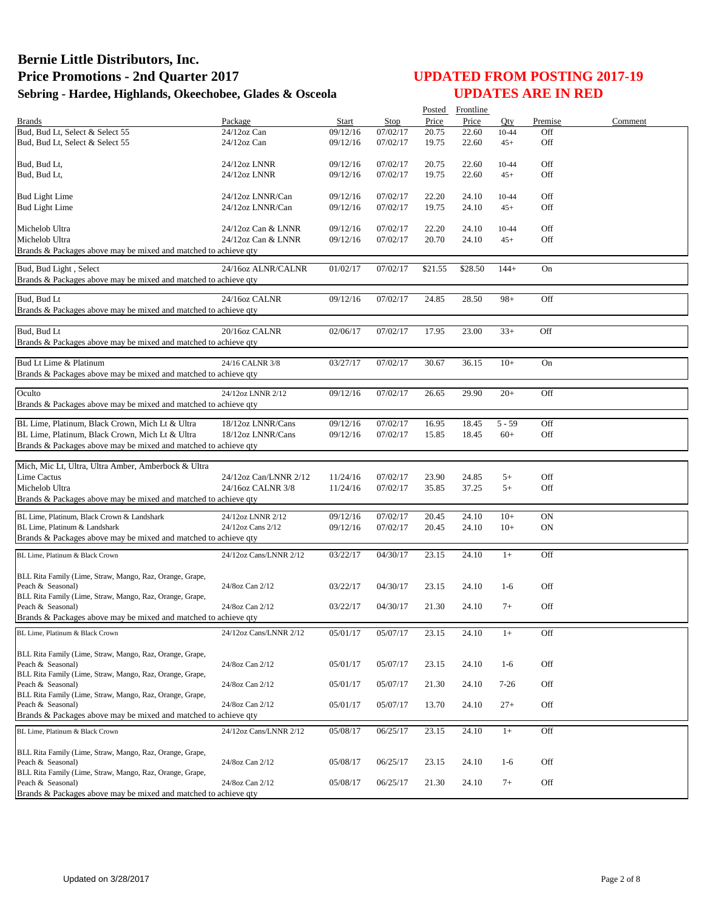# Bernie Little Distributors, Inc.
# Price Promotions - 2nd Quarter 2017
## Sebring - Hardee, Highlands, Okeechobee, Glades & Osceola

## UPDATED FROM POSTING 2017-19
## UPDATES ARE IN RED

| Brands | Package | Start | Stop | Posted Price | Frontline Price | Qty | Premise | Comment |
|---|---|---|---|---|---|---|---|---|
| Bud, Bud Lt, Select & Select 55 | 24/12oz Can | 09/12/16 | 07/02/17 | 20.75 | 22.60 | 10-44 | Off | |
| Bud, Bud Lt, Select & Select 55 | 24/12oz Can | 09/12/16 | 07/02/17 | 19.75 | 22.60 | 45+ | Off | |
| Bud, Bud Lt, | 24/12oz LNNR | 09/12/16 | 07/02/17 | 20.75 | 22.60 | 10-44 | Off | |
| Bud, Bud Lt, | 24/12oz LNNR | 09/12/16 | 07/02/17 | 19.75 | 22.60 | 45+ | Off | |
| Bud Light Lime | 24/12oz LNNR/Can | 09/12/16 | 07/02/17 | 22.20 | 24.10 | 10-44 | Off | |
| Bud Light Lime | 24/12oz LNNR/Can | 09/12/16 | 07/02/17 | 19.75 | 24.10 | 45+ | Off | |
| Michelob Ultra | 24/12oz Can & LNNR | 09/12/16 | 07/02/17 | 22.20 | 24.10 | 10-44 | Off | |
| Michelob Ultra | 24/12oz Can & LNNR | 09/12/16 | 07/02/17 | 20.70 | 24.10 | 45+ | Off | |
| Brands & Packages above may be mixed and matched to achieve qty | | | | | | | | |
| Bud, Bud Light , Select | 24/16oz ALNR/CALNR | 01/02/17 | 07/02/17 | $21.55 | $28.50 | 144+ | On | |
| Brands & Packages above may be mixed and matched to achieve qty | | | | | | | | |
| Bud, Bud Lt | 24/16oz CALNR | 09/12/16 | 07/02/17 | 24.85 | 28.50 | 98+ | Off | |
| Brands & Packages above may be mixed and matched to achieve qty | | | | | | | | |
| Bud, Bud Lt | 20/16oz CALNR | 02/06/17 | 07/02/17 | 17.95 | 23.00 | 33+ | Off | |
| Brands & Packages above may be mixed and matched to achieve qty | | | | | | | | |
| Bud Lt Lime & Platinum | 24/16 CALNR 3/8 | 03/27/17 | 07/02/17 | 30.67 | 36.15 | 10+ | On | |
| Brands & Packages above may be mixed and matched to achieve qty | | | | | | | | |
| Oculto | 24/12oz LNNR 2/12 | 09/12/16 | 07/02/17 | 26.65 | 29.90 | 20+ | Off | |
| Brands & Packages above may be mixed and matched to achieve qty | | | | | | | | |
| BL Lime, Platinum, Black Crown, Mich Lt & Ultra | 18/12oz LNNR/Cans | 09/12/16 | 07/02/17 | 16.95 | 18.45 | 5 - 59 | Off | |
| BL Lime, Platinum, Black Crown, Mich Lt & Ultra | 18/12oz LNNR/Cans | 09/12/16 | 07/02/17 | 15.85 | 18.45 | 60+ | Off | |
| Brands & Packages above may be mixed and matched to achieve qty | | | | | | | | |
| Mich, Mic Lt, Ultra, Ultra Amber, Amberbock & Ultra Lime Cactus | 24/12oz Can/LNNR 2/12 | 11/24/16 | 07/02/17 | 23.90 | 24.85 | 5+ | Off | |
| Michelob Ultra | 24/16oz CALNR 3/8 | 11/24/16 | 07/02/17 | 35.85 | 37.25 | 5+ | Off | |
| Brands & Packages above may be mixed and matched to achieve qty | | | | | | | | |
| BL Lime, Platinum, Black Crown & Landshark | 24/12oz LNNR 2/12 | 09/12/16 | 07/02/17 | 20.45 | 24.10 | 10+ | ON | |
| BL Lime, Platinum & Landshark | 24/12oz Cans 2/12 | 09/12/16 | 07/02/17 | 20.45 | 24.10 | 10+ | ON | |
| Brands & Packages above may be mixed and matched to achieve qty | | | | | | | | |
| BL Lime, Platinum & Black Crown | 24/12oz Cans/LNNR 2/12 | 03/22/17 | 04/30/17 | 23.15 | 24.10 | 1+ | Off | |
| BLL Rita Family (Lime, Straw, Mango, Raz, Orange, Grape, Peach & Seasonal) | 24/8oz Can 2/12 | 03/22/17 | 04/30/17 | 23.15 | 24.10 | 1-6 | Off | |
| BLL Rita Family (Lime, Straw, Mango, Raz, Orange, Grape, Peach & Seasonal) | 24/8oz Can 2/12 | 03/22/17 | 04/30/17 | 21.30 | 24.10 | 7+ | Off | |
| Brands & Packages above may be mixed and matched to achieve qty | | | | | | | | |
| BL Lime, Platinum & Black Crown | 24/12oz Cans/LNNR 2/12 | 05/01/17 | 05/07/17 | 23.15 | 24.10 | 1+ | Off | |
| BLL Rita Family (Lime, Straw, Mango, Raz, Orange, Grape, Peach & Seasonal) | 24/8oz Can 2/12 | 05/01/17 | 05/07/17 | 23.15 | 24.10 | 1-6 | Off | |
| BLL Rita Family (Lime, Straw, Mango, Raz, Orange, Grape, Peach & Seasonal) | 24/8oz Can 2/12 | 05/01/17 | 05/07/17 | 21.30 | 24.10 | 7-26 | Off | |
| BLL Rita Family (Lime, Straw, Mango, Raz, Orange, Grape, Peach & Seasonal) | 24/8oz Can 2/12 | 05/01/17 | 05/07/17 | 13.70 | 24.10 | 27+ | Off | |
| Brands & Packages above may be mixed and matched to achieve qty | | | | | | | | |
| BL Lime, Platinum & Black Crown | 24/12oz Cans/LNNR 2/12 | 05/08/17 | 06/25/17 | 23.15 | 24.10 | 1+ | Off | |
| BLL Rita Family (Lime, Straw, Mango, Raz, Orange, Grape, Peach & Seasonal) | 24/8oz Can 2/12 | 05/08/17 | 06/25/17 | 23.15 | 24.10 | 1-6 | Off | |
| BLL Rita Family (Lime, Straw, Mango, Raz, Orange, Grape, Peach & Seasonal) | 24/8oz Can 2/12 | 05/08/17 | 06/25/17 | 21.30 | 24.10 | 7+ | Off | |
| Brands & Packages above may be mixed and matched to achieve qty | | | | | | | | |

Updated on 3/28/2017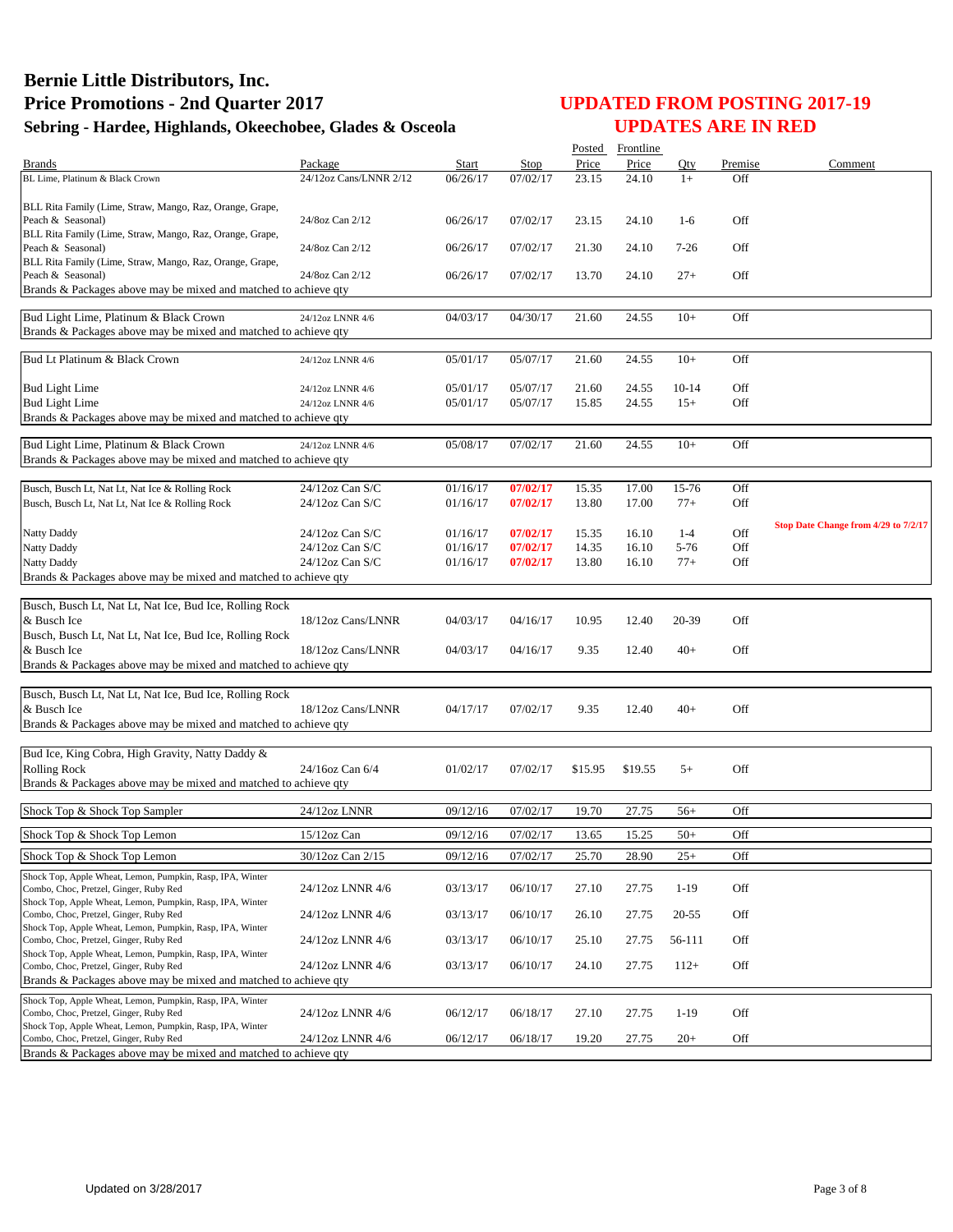# Bernie Little Distributors, Inc.
# Price Promotions - 2nd Quarter 2017
## Sebring - Hardee, Highlands, Okeechobee, Glades & Osceola

## UPDATED FROM POSTING 2017-19
## UPDATES ARE IN RED

| Brands | Package | Start | Stop | Posted Price | Frontline Price | Qty | Premise | Comment |
|---|---|---|---|---|---|---|---|---|
| BL Lime, Platinum & Black Crown | 24/12oz Cans/LNNR 2/12 | 06/26/17 | 07/02/17 | 23.15 | 24.10 | 1+ | Off | |
| BLL Rita Family (Lime, Straw, Mango, Raz, Orange, Grape, Peach & Seasonal) | 24/8oz Can 2/12 | 06/26/17 | 07/02/17 | 23.15 | 24.10 | 1-6 | Off | |
| BLL Rita Family (Lime, Straw, Mango, Raz, Orange, Grape, Peach & Seasonal) | 24/8oz Can 2/12 | 06/26/17 | 07/02/17 | 21.30 | 24.10 | 7-26 | Off | |
| BLL Rita Family (Lime, Straw, Mango, Raz, Orange, Grape, Peach & Seasonal) | 24/8oz Can 2/12 | 06/26/17 | 07/02/17 | 13.70 | 24.10 | 27+ | Off | |
| Brands & Packages above may be mixed and matched to achieve qty | | | | | | | | |
| Bud Light Lime, Platinum & Black Crown | 24/12oz LNNR 4/6 | 04/03/17 | 04/30/17 | 21.60 | 24.55 | 10+ | Off | |
| Brands & Packages above may be mixed and matched to achieve qty | | | | | | | | |
| Bud Lt Platinum & Black Crown | 24/12oz LNNR 4/6 | 05/01/17 | 05/07/17 | 21.60 | 24.55 | 10+ | Off | |
| Bud Light Lime | 24/12oz LNNR 4/6 | 05/01/17 | 05/07/17 | 21.60 | 24.55 | 10-14 | Off | |
| Bud Light Lime | 24/12oz LNNR 4/6 | 05/01/17 | 05/07/17 | 15.85 | 24.55 | 15+ | Off | |
| Brands & Packages above may be mixed and matched to achieve qty | | | | | | | | |
| Bud Light Lime, Platinum & Black Crown | 24/12oz LNNR 4/6 | 05/08/17 | 07/02/17 | 21.60 | 24.55 | 10+ | Off | |
| Brands & Packages above may be mixed and matched to achieve qty | | | | | | | | |
| Busch, Busch Lt, Nat Lt, Nat Ice & Rolling Rock | 24/12oz Can S/C | 01/16/17 | **07/02/17** | 15.35 | 17.00 | 15-76 | Off | |
| Busch, Busch Lt, Nat Lt, Nat Ice & Rolling Rock | 24/12oz Can S/C | 01/16/17 | **07/02/17** | 13.80 | 17.00 | 77+ | Off | |
| Natty Daddy | 24/12oz Can S/C | 01/16/17 | **07/02/17** | 15.35 | 16.10 | 1-4 | Off | **Stop Date Change from 4/29 to 7/2/17** |
| Natty Daddy | 24/12oz Can S/C | 01/16/17 | **07/02/17** | 14.35 | 16.10 | 5-76 | Off | |
| Natty Daddy | 24/12oz Can S/C | 01/16/17 | **07/02/17** | 13.80 | 16.10 | 77+ | Off | |
| Brands & Packages above may be mixed and matched to achieve qty | | | | | | | | |
| Busch, Busch Lt, Nat Lt, Nat Ice, Bud Ice, Rolling Rock & Busch Ice | 18/12oz Cans/LNNR | 04/03/17 | 04/16/17 | 10.95 | 12.40 | 20-39 | Off | |
| Busch, Busch Lt, Nat Lt, Nat Ice, Bud Ice, Rolling Rock & Busch Ice | 18/12oz Cans/LNNR | 04/03/17 | 04/16/17 | 9.35 | 12.40 | 40+ | Off | |
| Brands & Packages above may be mixed and matched to achieve qty | | | | | | | | |
| Busch, Busch Lt, Nat Lt, Nat Ice, Bud Ice, Rolling Rock & Busch Ice | 18/12oz Cans/LNNR | 04/17/17 | 07/02/17 | 9.35 | 12.40 | 40+ | Off | |
| Brands & Packages above may be mixed and matched to achieve qty | | | | | | | | |
| Bud Ice, King Cobra, High Gravity, Natty Daddy & Rolling Rock | 24/16oz Can 6/4 | 01/02/17 | 07/02/17 | $15.95 | $19.55 | 5+ | Off | |
| Brands & Packages above may be mixed and matched to achieve qty | | | | | | | | |
| Shock Top & Shock Top Sampler | 24/12oz LNNR | 09/12/16 | 07/02/17 | 19.70 | 27.75 | 56+ | Off | |
| Shock Top & Shock Top Lemon | 15/12oz Can | 09/12/16 | 07/02/17 | 13.65 | 15.25 | 50+ | Off | |
| Shock Top & Shock Top Lemon | 30/12oz Can 2/15 | 09/12/16 | 07/02/17 | 25.70 | 28.90 | 25+ | Off | |
| Shock Top, Apple Wheat, Lemon, Pumpkin, Rasp, IPA, Winter Combo, Choc, Pretzel, Ginger, Ruby Red | 24/12oz LNNR 4/6 | 03/13/17 | 06/10/17 | 27.10 | 27.75 | 1-19 | Off | |
| Shock Top, Apple Wheat, Lemon, Pumpkin, Rasp, IPA, Winter Combo, Choc, Pretzel, Ginger, Ruby Red | 24/12oz LNNR 4/6 | 03/13/17 | 06/10/17 | 26.10 | 27.75 | 20-55 | Off | |
| Shock Top, Apple Wheat, Lemon, Pumpkin, Rasp, IPA, Winter Combo, Choc, Pretzel, Ginger, Ruby Red | 24/12oz LNNR 4/6 | 03/13/17 | 06/10/17 | 25.10 | 27.75 | 56-111 | Off | |
| Shock Top, Apple Wheat, Lemon, Pumpkin, Rasp, IPA, Winter Combo, Choc, Pretzel, Ginger, Ruby Red | 24/12oz LNNR 4/6 | 03/13/17 | 06/10/17 | 24.10 | 27.75 | 112+ | Off | |
| Brands & Packages above may be mixed and matched to achieve qty | | | | | | | | |
| Shock Top, Apple Wheat, Lemon, Pumpkin, Rasp, IPA, Winter Combo, Choc, Pretzel, Ginger, Ruby Red | 24/12oz LNNR 4/6 | 06/12/17 | 06/18/17 | 27.10 | 27.75 | 1-19 | Off | |
| Shock Top, Apple Wheat, Lemon, Pumpkin, Rasp, IPA, Winter Combo, Choc, Pretzel, Ginger, Ruby Red | 24/12oz LNNR 4/6 | 06/12/17 | 06/18/17 | 19.20 | 27.75 | 20+ | Off | |
| Brands & Packages above may be mixed and matched to achieve qty | | | | | | | | |

Updated on 3/28/2017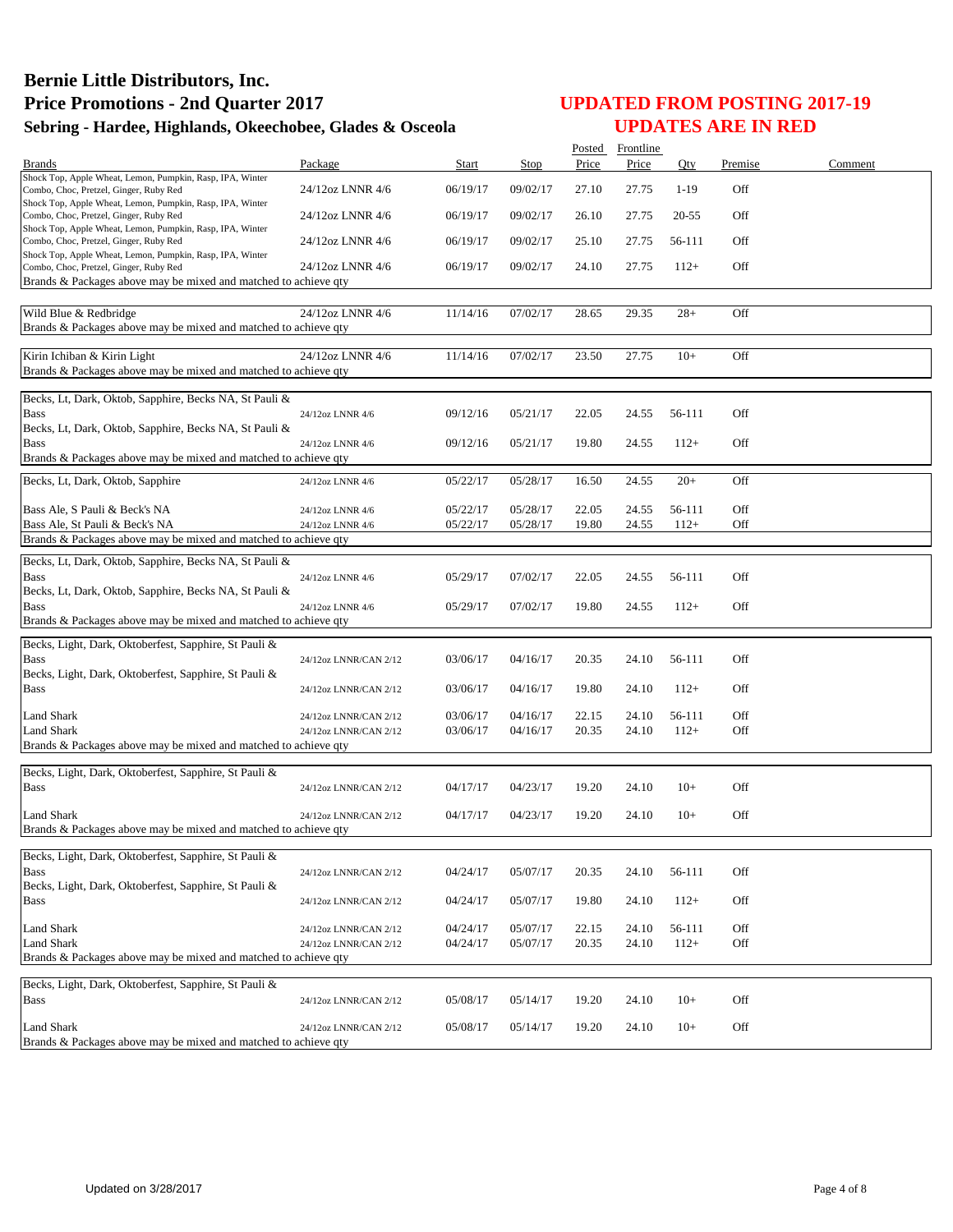# Bernie Little Distributors, Inc.
## Price Promotions - 2nd Quarter 2017
### Sebring - Hardee, Highlands, Okeechobee, Glades & Osceola

## UPDATED FROM POSTING 2017-19
## UPDATES ARE IN RED

| Brands | Package | Start | Stop | Posted Price | Frontline Price | Qty | Premise | Comment |
|---|---|---|---|---|---|---|---|---|
| Shock Top, Apple Wheat, Lemon, Pumpkin, Rasp, IPA, Winter Combo, Choc, Pretzel, Ginger, Ruby Red | 24/12oz LNNR 4/6 | 06/19/17 | 09/02/17 | 27.10 | 27.75 | 1-19 | Off | |
| Shock Top, Apple Wheat, Lemon, Pumpkin, Rasp, IPA, Winter Combo, Choc, Pretzel, Ginger, Ruby Red | 24/12oz LNNR 4/6 | 06/19/17 | 09/02/17 | 26.10 | 27.75 | 20-55 | Off | |
| Shock Top, Apple Wheat, Lemon, Pumpkin, Rasp, IPA, Winter Combo, Choc, Pretzel, Ginger, Ruby Red | 24/12oz LNNR 4/6 | 06/19/17 | 09/02/17 | 25.10 | 27.75 | 56-111 | Off | |
| Shock Top, Apple Wheat, Lemon, Pumpkin, Rasp, IPA, Winter Combo, Choc, Pretzel, Ginger, Ruby Red | 24/12oz LNNR 4/6 | 06/19/17 | 09/02/17 | 24.10 | 27.75 | 112+ | Off | |
| Brands & Packages above may be mixed and matched to achieve qty | | | | | | | | |
| Wild Blue & Redbridge | 24/12oz LNNR 4/6 | 11/14/16 | 07/02/17 | 28.65 | 29.35 | 28+ | Off | |
| Brands & Packages above may be mixed and matched to achieve qty | | | | | | | | |
| Kirin Ichiban & Kirin Light | 24/12oz LNNR 4/6 | 11/14/16 | 07/02/17 | 23.50 | 27.75 | 10+ | Off | |
| Brands & Packages above may be mixed and matched to achieve qty | | | | | | | | |
| Becks, Lt, Dark, Oktob, Sapphire, Becks NA, St Pauli & Bass | 24/12oz LNNR 4/6 | 09/12/16 | 05/21/17 | 22.05 | 24.55 | 56-111 | Off | |
| Becks, Lt, Dark, Oktob, Sapphire, Becks NA, St Pauli & Bass | 24/12oz LNNR 4/6 | 09/12/16 | 05/21/17 | 19.80 | 24.55 | 112+ | Off | |
| Brands & Packages above may be mixed and matched to achieve qty | | | | | | | | |
| Becks, Lt, Dark, Oktob, Sapphire | 24/12oz LNNR 4/6 | 05/22/17 | 05/28/17 | 16.50 | 24.55 | 20+ | Off | |
| Bass Ale, S Pauli & Beck's NA | 24/12oz LNNR 4/6 | 05/22/17 | 05/28/17 | 22.05 | 24.55 | 56-111 | Off | |
| Bass Ale, St Pauli & Beck's NA | 24/12oz LNNR 4/6 | 05/22/17 | 05/28/17 | 19.80 | 24.55 | 112+ | Off | |
| Brands & Packages above may be mixed and matched to achieve qty | | | | | | | | |
| Becks, Lt, Dark, Oktob, Sapphire, Becks NA, St Pauli & Bass | 24/12oz LNNR 4/6 | 05/29/17 | 07/02/17 | 22.05 | 24.55 | 56-111 | Off | |
| Becks, Lt, Dark, Oktob, Sapphire, Becks NA, St Pauli & Bass | 24/12oz LNNR 4/6 | 05/29/17 | 07/02/17 | 19.80 | 24.55 | 112+ | Off | |
| Brands & Packages above may be mixed and matched to achieve qty | | | | | | | | |
| Becks, Light, Dark, Oktoberfest, Sapphire, St Pauli & Bass | 24/12oz LNNR/CAN 2/12 | 03/06/17 | 04/16/17 | 20.35 | 24.10 | 56-111 | Off | |
| Becks, Light, Dark, Oktoberfest, Sapphire, St Pauli & Bass | 24/12oz LNNR/CAN 2/12 | 03/06/17 | 04/16/17 | 19.80 | 24.10 | 112+ | Off | |
| Land Shark | 24/12oz LNNR/CAN 2/12 | 03/06/17 | 04/16/17 | 22.15 | 24.10 | 56-111 | Off | |
| Land Shark | 24/12oz LNNR/CAN 2/12 | 03/06/17 | 04/16/17 | 20.35 | 24.10 | 112+ | Off | |
| Brands & Packages above may be mixed and matched to achieve qty | | | | | | | | |
| Becks, Light, Dark, Oktoberfest, Sapphire, St Pauli & Bass | 24/12oz LNNR/CAN 2/12 | 04/17/17 | 04/23/17 | 19.20 | 24.10 | 10+ | Off | |
| Land Shark | 24/12oz LNNR/CAN 2/12 | 04/17/17 | 04/23/17 | 19.20 | 24.10 | 10+ | Off | |
| Brands & Packages above may be mixed and matched to achieve qty | | | | | | | | |
| Becks, Light, Dark, Oktoberfest, Sapphire, St Pauli & Bass | 24/12oz LNNR/CAN 2/12 | 04/24/17 | 05/07/17 | 20.35 | 24.10 | 56-111 | Off | |
| Becks, Light, Dark, Oktoberfest, Sapphire, St Pauli & Bass | 24/12oz LNNR/CAN 2/12 | 04/24/17 | 05/07/17 | 19.80 | 24.10 | 112+ | Off | |
| Land Shark | 24/12oz LNNR/CAN 2/12 | 04/24/17 | 05/07/17 | 22.15 | 24.10 | 56-111 | Off | |
| Land Shark | 24/12oz LNNR/CAN 2/12 | 04/24/17 | 05/07/17 | 20.35 | 24.10 | 112+ | Off | |
| Brands & Packages above may be mixed and matched to achieve qty | | | | | | | | |
| Becks, Light, Dark, Oktoberfest, Sapphire, St Pauli & Bass | 24/12oz LNNR/CAN 2/12 | 05/08/17 | 05/14/17 | 19.20 | 24.10 | 10+ | Off | |
| Land Shark | 24/12oz LNNR/CAN 2/12 | 05/08/17 | 05/14/17 | 19.20 | 24.10 | 10+ | Off | |
| Brands & Packages above may be mixed and matched to achieve qty | | | | | | | | |

Updated on 3/28/2017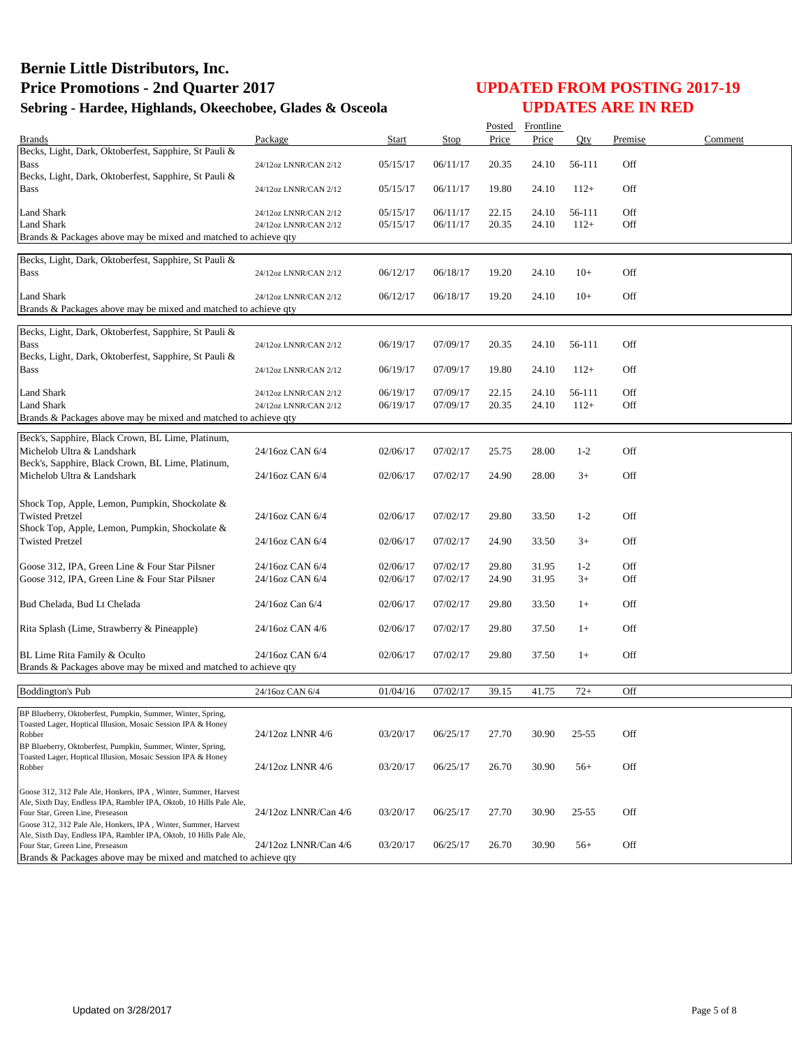# Bernie Little Distributors, Inc.
# Price Promotions - 2nd Quarter 2017
## Sebring - Hardee, Highlands, Okeechobee, Glades & Osceola

## UPDATED FROM POSTING 2017-19
## UPDATES ARE IN RED

| Brands | Package | Start | Stop | Posted Price | Frontline Price | Qty | Premise | Comment |
|---|---|---|---|---|---|---|---|---|
| Becks, Light, Dark, Oktoberfest, Sapphire, St Pauli & Bass | 24/12oz LNNR/CAN 2/12 | 05/15/17 | 06/11/17 | 20.35 | 24.10 | 56-111 | Off | |
| Becks, Light, Dark, Oktoberfest, Sapphire, St Pauli & Bass | 24/12oz LNNR/CAN 2/12 | 05/15/17 | 06/11/17 | 19.80 | 24.10 | 112+ | Off | |
| Land Shark | 24/12oz LNNR/CAN 2/12 | 05/15/17 | 06/11/17 | 22.15 | 24.10 | 56-111 | Off | |
| Land Shark | 24/12oz LNNR/CAN 2/12 | 05/15/17 | 06/11/17 | 20.35 | 24.10 | 112+ | Off | |
| Brands & Packages above may be mixed and matched to achieve qty | | | | | | | | |
| Becks, Light, Dark, Oktoberfest, Sapphire, St Pauli & Bass | 24/12oz LNNR/CAN 2/12 | 06/12/17 | 06/18/17 | 19.20 | 24.10 | 10+ | Off | |
| Land Shark | 24/12oz LNNR/CAN 2/12 | 06/12/17 | 06/18/17 | 19.20 | 24.10 | 10+ | Off | |
| Brands & Packages above may be mixed and matched to achieve qty | | | | | | | | |
| Becks, Light, Dark, Oktoberfest, Sapphire, St Pauli & Bass | 24/12oz LNNR/CAN 2/12 | 06/19/17 | 07/09/17 | 20.35 | 24.10 | 56-111 | Off | |
| Becks, Light, Dark, Oktoberfest, Sapphire, St Pauli & Bass | 24/12oz LNNR/CAN 2/12 | 06/19/17 | 07/09/17 | 19.80 | 24.10 | 112+ | Off | |
| Land Shark | 24/12oz LNNR/CAN 2/12 | 06/19/17 | 07/09/17 | 22.15 | 24.10 | 56-111 | Off | |
| Land Shark | 24/12oz LNNR/CAN 2/12 | 06/19/17 | 07/09/17 | 20.35 | 24.10 | 112+ | Off | |
| Brands & Packages above may be mixed and matched to achieve qty | | | | | | | | |
| Beck's, Sapphire, Black Crown, BL Lime, Platinum, Michelob Ultra & Landshark | 24/16oz CAN 6/4 | 02/06/17 | 07/02/17 | 25.75 | 28.00 | 1-2 | Off | |
| Beck's, Sapphire, Black Crown, BL Lime, Platinum, Michelob Ultra & Landshark | 24/16oz CAN 6/4 | 02/06/17 | 07/02/17 | 24.90 | 28.00 | 3+ | Off | |
| Shock Top, Apple, Lemon, Pumpkin, Shockolate & Twisted Pretzel | 24/16oz CAN 6/4 | 02/06/17 | 07/02/17 | 29.80 | 33.50 | 1-2 | Off | |
| Shock Top, Apple, Lemon, Pumpkin, Shockolate & Twisted Pretzel | 24/16oz CAN 6/4 | 02/06/17 | 07/02/17 | 24.90 | 33.50 | 3+ | Off | |
| Goose 312, IPA, Green Line & Four Star Pilsner | 24/16oz CAN 6/4 | 02/06/17 | 07/02/17 | 29.80 | 31.95 | 1-2 | Off | |
| Goose 312, IPA, Green Line & Four Star Pilsner | 24/16oz CAN 6/4 | 02/06/17 | 07/02/17 | 24.90 | 31.95 | 3+ | Off | |
| Bud Chelada, Bud Lt Chelada | 24/16oz Can 6/4 | 02/06/17 | 07/02/17 | 29.80 | 33.50 | 1+ | Off | |
| Rita Splash (Lime, Strawberry & Pineapple) | 24/16oz CAN 4/6 | 02/06/17 | 07/02/17 | 29.80 | 37.50 | 1+ | Off | |
| BL Lime Rita Family & Oculto | 24/16oz CAN 6/4 | 02/06/17 | 07/02/17 | 29.80 | 37.50 | 1+ | Off | |
| Brands & Packages above may be mixed and matched to achieve qty | | | | | | | | |
| Boddington's Pub | 24/16oz CAN 6/4 | 01/04/16 | 07/02/17 | 39.15 | 41.75 | 72+ | Off | |
| BP Blueberry, Oktoberfest, Pumpkin, Summer, Winter, Spring, Toasted Lager, Hoptical Illusion, Mosaic Session IPA & Honey Robber | 24/12oz LNNR 4/6 | 03/20/17 | 06/25/17 | 27.70 | 30.90 | 25-55 | Off | |
| BP Blueberry, Oktoberfest, Pumpkin, Summer, Winter, Spring, Toasted Lager, Hoptical Illusion, Mosaic Session IPA & Honey Robber | 24/12oz LNNR 4/6 | 03/20/17 | 06/25/17 | 26.70 | 30.90 | 56+ | Off | |
| Goose 312, 312 Pale Ale, Honkers, IPA , Winter, Summer, Harvest Ale, Sixth Day, Endless IPA, Rambler IPA, Oktob, 10 Hills Pale Ale, Four Star, Green Line, Preseason | 24/12oz LNNR/Can 4/6 | 03/20/17 | 06/25/17 | 27.70 | 30.90 | 25-55 | Off | |
| Goose 312, 312 Pale Ale, Honkers, IPA , Winter, Summer, Harvest Ale, Sixth Day, Endless IPA, Rambler IPA, Oktob, 10 Hills Pale Ale, Four Star, Green Line, Preseason | 24/12oz LNNR/Can 4/6 | 03/20/17 | 06/25/17 | 26.70 | 30.90 | 56+ | Off | |
| Brands & Packages above may be mixed and matched to achieve qty | | | | | | | | |

Updated on 3/28/2017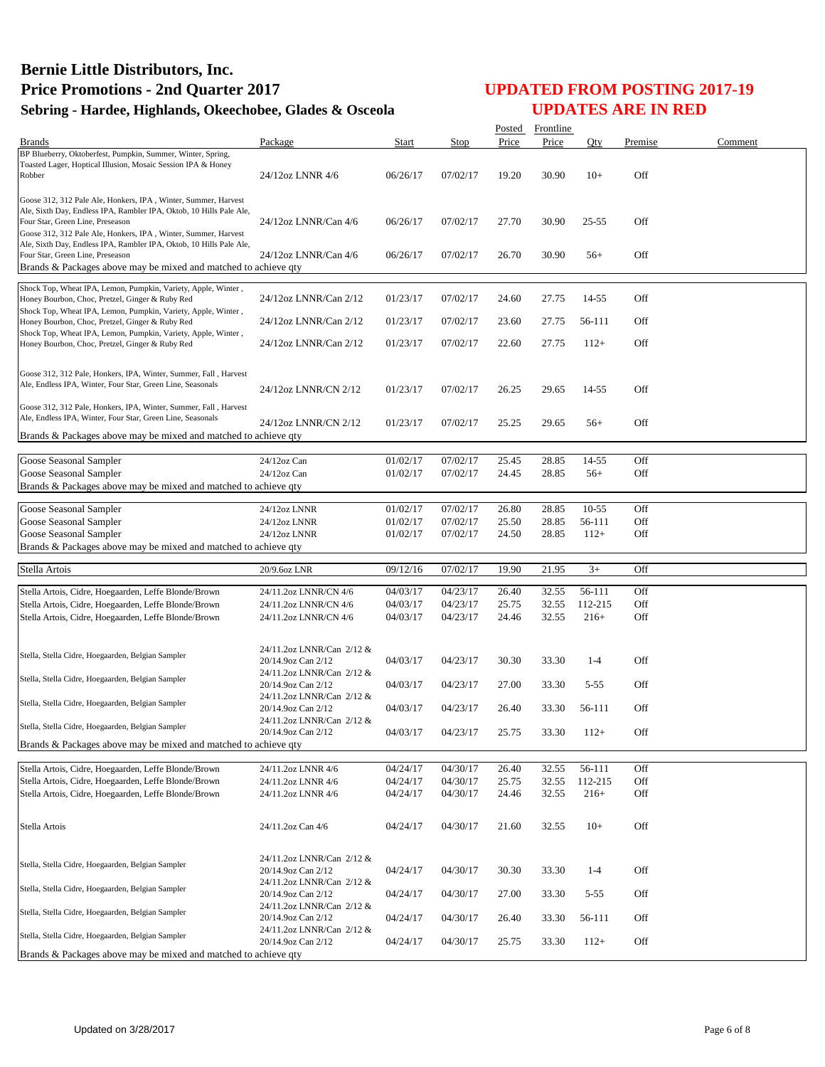# Bernie Little Distributors, Inc.
# Price Promotions - 2nd Quarter 2017
## Sebring - Hardee, Highlands, Okeechobee, Glades & Osceola

## UPDATED FROM POSTING 2017-19
## UPDATES ARE IN RED

| Brands | Package | Start | Stop | Posted Price | Frontline Price | Qty | Premise | Comment |
|---|---|---|---|---|---|---|---|---|
| BP Blueberry, Oktoberfest, Pumpkin, Summer, Winter, Spring, Toasted Lager, Hoptical Illusion, Mosaic Session IPA & Honey Robber | 24/12oz LNNR 4/6 | 06/26/17 | 07/02/17 | 19.20 | 30.90 | 10+ | Off | |
| Goose 312, 312 Pale Ale, Honkers, IPA , Winter, Summer, Harvest Ale, Sixth Day, Endless IPA, Rambler IPA, Oktob, 10 Hills Pale Ale, Four Star, Green Line, Preseason | 24/12oz LNNR/Can 4/6 | 06/26/17 | 07/02/17 | 27.70 | 30.90 | 25-55 | Off | |
| Goose 312, 312 Pale Ale, Honkers, IPA , Winter, Summer, Harvest Ale, Sixth Day, Endless IPA, Rambler IPA, Oktob, 10 Hills Pale Ale, Four Star, Green Line, Preseason | 24/12oz LNNR/Can 4/6 | 06/26/17 | 07/02/17 | 26.70 | 30.90 | 56+ | Off | |
| Brands & Packages above may be mixed and matched to achieve qty | | | | | | | | |
| Shock Top, Wheat IPA, Lemon, Pumpkin, Variety, Apple, Winter , Honey Bourbon, Choc, Pretzel, Ginger & Ruby Red | 24/12oz LNNR/Can 2/12 | 01/23/17 | 07/02/17 | 24.60 | 27.75 | 14-55 | Off | |
| Shock Top, Wheat IPA, Lemon, Pumpkin, Variety, Apple, Winter , Honey Bourbon, Choc, Pretzel, Ginger & Ruby Red | 24/12oz LNNR/Can 2/12 | 01/23/17 | 07/02/17 | 23.60 | 27.75 | 56-111 | Off | |
| Shock Top, Wheat IPA, Lemon, Pumpkin, Variety, Apple, Winter , Honey Bourbon, Choc, Pretzel, Ginger & Ruby Red | 24/12oz LNNR/Can 2/12 | 01/23/17 | 07/02/17 | 22.60 | 27.75 | 112+ | Off | |
| Goose 312, 312 Pale, Honkers, IPA, Winter, Summer, Fall , Harvest Ale, Endless IPA, Winter, Four Star, Green Line, Seasonals | 24/12oz LNNR/CN 2/12 | 01/23/17 | 07/02/17 | 26.25 | 29.65 | 14-55 | Off | |
| Goose 312, 312 Pale, Honkers, IPA, Winter, Summer, Fall , Harvest Ale, Endless IPA, Winter, Four Star, Green Line, Seasonals | 24/12oz LNNR/CN 2/12 | 01/23/17 | 07/02/17 | 25.25 | 29.65 | 56+ | Off | |
| Brands & Packages above may be mixed and matched to achieve qty | | | | | | | | |
| Goose Seasonal Sampler | 24/12oz Can | 01/02/17 | 07/02/17 | 25.45 | 28.85 | 14-55 | Off | |
| Goose Seasonal Sampler | 24/12oz Can | 01/02/17 | 07/02/17 | 24.45 | 28.85 | 56+ | Off | |
| Brands & Packages above may be mixed and matched to achieve qty | | | | | | | | |
| Goose Seasonal Sampler | 24/12oz LNNR | 01/02/17 | 07/02/17 | 26.80 | 28.85 | 10-55 | Off | |
| Goose Seasonal Sampler | 24/12oz LNNR | 01/02/17 | 07/02/17 | 25.50 | 28.85 | 56-111 | Off | |
| Goose Seasonal Sampler | 24/12oz LNNR | 01/02/17 | 07/02/17 | 24.50 | 28.85 | 112+ | Off | |
| Brands & Packages above may be mixed and matched to achieve qty | | | | | | | | |
| Stella Artois | 20/9.6oz LNR | 09/12/16 | 07/02/17 | 19.90 | 21.95 | 3+ | Off | |
| Stella Artois, Cidre, Hoegaarden, Leffe Blonde/Brown | 24/11.2oz LNNR/CN 4/6 | 04/03/17 | 04/23/17 | 26.40 | 32.55 | 56-111 | Off | |
| Stella Artois, Cidre, Hoegaarden, Leffe Blonde/Brown | 24/11.2oz LNNR/CN 4/6 | 04/03/17 | 04/23/17 | 25.75 | 32.55 | 112-215 | Off | |
| Stella Artois, Cidre, Hoegaarden, Leffe Blonde/Brown | 24/11.2oz LNNR/CN 4/6 | 04/03/17 | 04/23/17 | 24.46 | 32.55 | 216+ | Off | |
| Stella, Stella Cidre, Hoegaarden, Belgian Sampler | 24/11.2oz LNNR/Can 2/12 & 20/14.9oz Can 2/12 | 04/03/17 | 04/23/17 | 30.30 | 33.30 | 1-4 | Off | |
| Stella, Stella Cidre, Hoegaarden, Belgian Sampler | 24/11.2oz LNNR/Can 2/12 & 20/14.9oz Can 2/12 | 04/03/17 | 04/23/17 | 27.00 | 33.30 | 5-55 | Off | |
| Stella, Stella Cidre, Hoegaarden, Belgian Sampler | 24/11.2oz LNNR/Can 2/12 & 20/14.9oz Can 2/12 | 04/03/17 | 04/23/17 | 26.40 | 33.30 | 56-111 | Off | |
| Stella, Stella Cidre, Hoegaarden, Belgian Sampler | 24/11.2oz LNNR/Can 2/12 & 20/14.9oz Can 2/12 | 04/03/17 | 04/23/17 | 25.75 | 33.30 | 112+ | Off | |
| Brands & Packages above may be mixed and matched to achieve qty | | | | | | | | |
| Stella Artois, Cidre, Hoegaarden, Leffe Blonde/Brown | 24/11.2oz LNNR 4/6 | 04/24/17 | 04/30/17 | 26.40 | 32.55 | 56-111 | Off | |
| Stella Artois, Cidre, Hoegaarden, Leffe Blonde/Brown | 24/11.2oz LNNR 4/6 | 04/24/17 | 04/30/17 | 25.75 | 32.55 | 112-215 | Off | |
| Stella Artois, Cidre, Hoegaarden, Leffe Blonde/Brown | 24/11.2oz LNNR 4/6 | 04/24/17 | 04/30/17 | 24.46 | 32.55 | 216+ | Off | |
| Stella Artois | 24/11.2oz Can 4/6 | 04/24/17 | 04/30/17 | 21.60 | 32.55 | 10+ | Off | |
| Stella, Stella Cidre, Hoegaarden, Belgian Sampler | 24/11.2oz LNNR/Can 2/12 & 20/14.9oz Can 2/12 | 04/24/17 | 04/30/17 | 30.30 | 33.30 | 1-4 | Off | |
| Stella, Stella Cidre, Hoegaarden, Belgian Sampler | 24/11.2oz LNNR/Can 2/12 & 20/14.9oz Can 2/12 | 04/24/17 | 04/30/17 | 27.00 | 33.30 | 5-55 | Off | |
| Stella, Stella Cidre, Hoegaarden, Belgian Sampler | 24/11.2oz LNNR/Can 2/12 & 20/14.9oz Can 2/12 | 04/24/17 | 04/30/17 | 26.40 | 33.30 | 56-111 | Off | |
| Stella, Stella Cidre, Hoegaarden, Belgian Sampler | 24/11.2oz LNNR/Can 2/12 & 20/14.9oz Can 2/12 | 04/24/17 | 04/30/17 | 25.75 | 33.30 | 112+ | Off | |
| Brands & Packages above may be mixed and matched to achieve qty | | | | | | | | |

Updated on 3/28/2017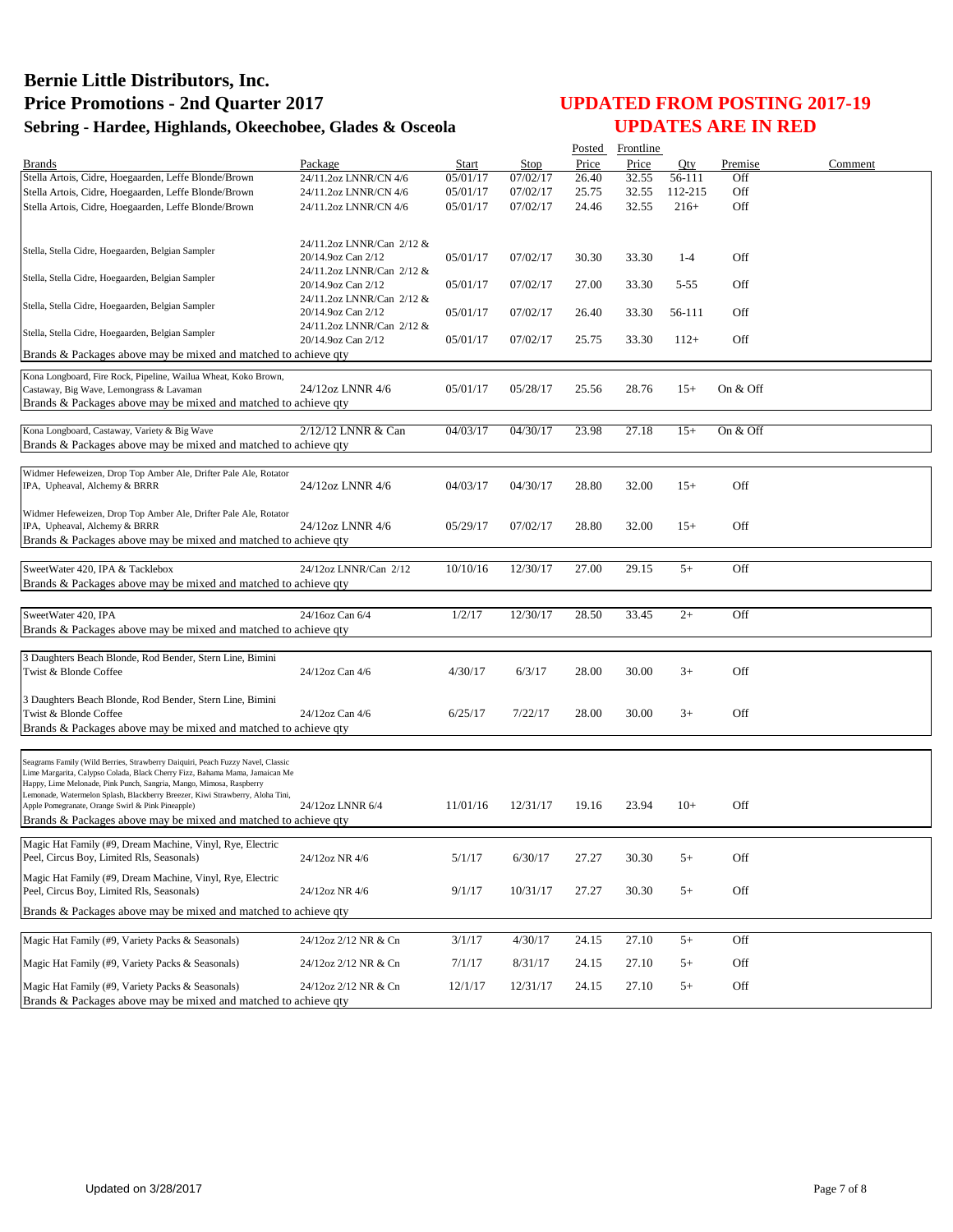# Bernie Little Distributors, Inc.
# Price Promotions - 2nd Quarter 2017
### Sebring - Hardee, Highlands, Okeechobee, Glades & Osceola

## UPDATED FROM POSTING 2017-19
## UPDATES ARE IN RED

| Brands | Package | Start | Stop | Posted Price | Frontline Price | Qty | Premise | Comment |
|---|---|---|---|---|---|---|---|---|
| Stella Artois, Cidre, Hoegaarden, Leffe Blonde/Brown | 24/11.2oz LNNR/CN 4/6 | 05/01/17 | 07/02/17 | 26.40 | 32.55 | 56-111 | Off | |
| Stella Artois, Cidre, Hoegaarden, Leffe Blonde/Brown | 24/11.2oz LNNR/CN 4/6 | 05/01/17 | 07/02/17 | 25.75 | 32.55 | 112-215 | Off | |
| Stella Artois, Cidre, Hoegaarden, Leffe Blonde/Brown | 24/11.2oz LNNR/CN 4/6 | 05/01/17 | 07/02/17 | 24.46 | 32.55 | 216+ | Off | |
| Stella, Stella Cidre, Hoegaarden, Belgian Sampler | 24/11.2oz LNNR/Can 2/12 & 20/14.9oz Can 2/12 | 05/01/17 | 07/02/17 | 30.30 | 33.30 | 1-4 | Off | |
| Stella, Stella Cidre, Hoegaarden, Belgian Sampler | 24/11.2oz LNNR/Can 2/12 & 20/14.9oz Can 2/12 | 05/01/17 | 07/02/17 | 27.00 | 33.30 | 5-55 | Off | |
| Stella, Stella Cidre, Hoegaarden, Belgian Sampler | 24/11.2oz LNNR/Can 2/12 & 20/14.9oz Can 2/12 | 05/01/17 | 07/02/17 | 26.40 | 33.30 | 56-111 | Off | |
| Stella, Stella Cidre, Hoegaarden, Belgian Sampler | 24/11.2oz LNNR/Can 2/12 & 20/14.9oz Can 2/12 | 05/01/17 | 07/02/17 | 25.75 | 33.30 | 112+ | Off | |
| Brands & Packages above may be mixed and matched to achieve qty | | | | | | | | |
| Kona Longboard, Fire Rock, Pipeline, Wailua Wheat, Koko Brown, Castaway, Big Wave, Lemongrass & Lavaman | 24/12oz LNNR 4/6 | 05/01/17 | 05/28/17 | 25.56 | 28.76 | 15+ | On & Off | |
| Brands & Packages above may be mixed and matched to achieve qty | | | | | | | | |
| Kona Longboard, Castaway, Variety & Big Wave | 2/12/12 LNNR & Can | 04/03/17 | 04/30/17 | 23.98 | 27.18 | 15+ | On & Off | |
| Brands & Packages above may be mixed and matched to achieve qty | | | | | | | | |
| Widmer Hefeweizen, Drop Top Amber Ale, Drifter Pale Ale, Rotator IPA, Upheaval, Alchemy & BRRR | 24/12oz LNNR 4/6 | 04/03/17 | 04/30/17 | 28.80 | 32.00 | 15+ | Off | |
| Widmer Hefeweizen, Drop Top Amber Ale, Drifter Pale Ale, Rotator IPA, Upheaval, Alchemy & BRRR | 24/12oz LNNR 4/6 | 05/29/17 | 07/02/17 | 28.80 | 32.00 | 15+ | Off | |
| Brands & Packages above may be mixed and matched to achieve qty | | | | | | | | |
| SweetWater 420, IPA & Tacklebox | 24/12oz LNNR/Can 2/12 | 10/10/16 | 12/30/17 | 27.00 | 29.15 | 5+ | Off | |
| Brands & Packages above may be mixed and matched to achieve qty | | | | | | | | |
| SweetWater 420, IPA | 24/16oz Can 6/4 | 1/2/17 | 12/30/17 | 28.50 | 33.45 | 2+ | Off | |
| Brands & Packages above may be mixed and matched to achieve qty | | | | | | | | |
| 3 Daughters Beach Blonde, Rod Bender, Stern Line, Bimini Twist & Blonde Coffee | 24/12oz Can 4/6 | 4/30/17 | 6/3/17 | 28.00 | 30.00 | 3+ | Off | |
| 3 Daughters Beach Blonde, Rod Bender, Stern Line, Bimini Twist & Blonde Coffee | 24/12oz Can 4/6 | 6/25/17 | 7/22/17 | 28.00 | 30.00 | 3+ | Off | |
| Brands & Packages above may be mixed and matched to achieve qty | | | | | | | | |
| Seagrams Family (Wild Berries, Strawberry Daiquiri, Peach Fuzzy Navel, Classic Lime Margarita, Calypso Colada, Black Cherry Fizz, Bahama Mama, Jamaican Me Happy, Lime Melonade, Pink Punch, Sangria, Mango, Mimosa, Raspberry Lemonade, Watermelon Splash, Blackberry Breezer, Kiwi Strawberry, Aloha Tini, Apple Pomegranate, Orange Swirl & Pink Pineapple) | 24/12oz LNNR 6/4 | 11/01/16 | 12/31/17 | 19.16 | 23.94 | 10+ | Off | |
| Brands & Packages above may be mixed and matched to achieve qty | | | | | | | | |
| Magic Hat Family (#9, Dream Machine, Vinyl, Rye, Electric Peel, Circus Boy, Limited Rls, Seasonals) | 24/12oz NR 4/6 | 5/1/17 | 6/30/17 | 27.27 | 30.30 | 5+ | Off | |
| Magic Hat Family (#9, Dream Machine, Vinyl, Rye, Electric Peel, Circus Boy, Limited Rls, Seasonals) | 24/12oz NR 4/6 | 9/1/17 | 10/31/17 | 27.27 | 30.30 | 5+ | Off | |
| Brands & Packages above may be mixed and matched to achieve qty | | | | | | | | |
| Magic Hat Family (#9, Variety Packs & Seasonals) | 24/12oz 2/12 NR & Cn | 3/1/17 | 4/30/17 | 24.15 | 27.10 | 5+ | Off | |
| Magic Hat Family (#9, Variety Packs & Seasonals) | 24/12oz 2/12 NR & Cn | 7/1/17 | 8/31/17 | 24.15 | 27.10 | 5+ | Off | |
| Magic Hat Family (#9, Variety Packs & Seasonals) | 24/12oz 2/12 NR & Cn | 12/1/17 | 12/31/17 | 24.15 | 27.10 | 5+ | Off | |
| Brands & Packages above may be mixed and matched to achieve qty | | | | | | | | |

Updated on 3/28/2017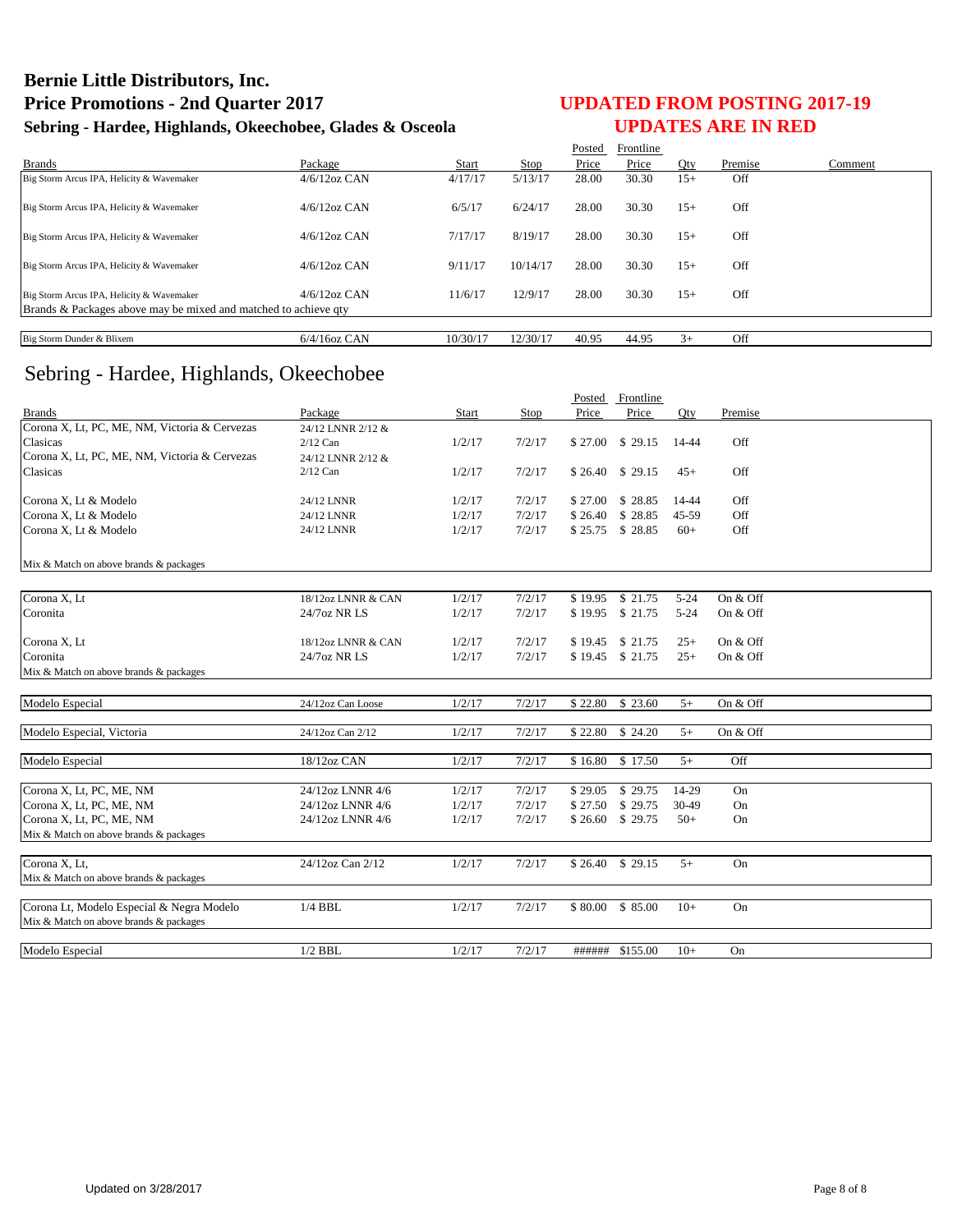# Bernie Little Distributors, Inc.

## Price Promotions - 2nd Quarter 2017

### Sebring - Hardee, Highlands, Okeechobee, Glades & Osceola

**UPDATED FROM POSTING 2017-19**

**UPDATES ARE IN RED**

| Brands | Package | Start | Stop | Posted Price | Frontline Price | Qty | Premise | Comment |
|---|---|---|---|---|---|---|---|---|
| Big Storm Arcus IPA, Helicity & Wavemaker | 4/6/12oz CAN | 4/17/17 | 5/13/17 | 28.00 | 30.30 | 15+ | Off | |
| Big Storm Arcus IPA, Helicity & Wavemaker | 4/6/12oz CAN | 6/5/17 | 6/24/17 | 28.00 | 30.30 | 15+ | Off | |
| Big Storm Arcus IPA, Helicity & Wavemaker | 4/6/12oz CAN | 7/17/17 | 8/19/17 | 28.00 | 30.30 | 15+ | Off | |
| Big Storm Arcus IPA, Helicity & Wavemaker | 4/6/12oz CAN | 9/11/17 | 10/14/17 | 28.00 | 30.30 | 15+ | Off | |
| Big Storm Arcus IPA, Helicity & Wavemaker | 4/6/12oz CAN | 11/6/17 | 12/9/17 | 28.00 | 30.30 | 15+ | Off | |
| Brands & Packages above may be mixed and matched to achieve qty | | | | | | | | |
| Big Storm Dunder & Blixem | 6/4/16oz CAN | 10/30/17 | 12/30/17 | 40.95 | 44.95 | 3+ | Off | |

# Sebring - Hardee, Highlands, Okeechobee

| Brands | Package | Start | Stop | Posted Price | Frontline Price | Qty | Premise |
|---|---|---|---|---|---|---|---|
| Corona X, Lt, PC, ME, NM, Victoria & Cervezas Clasicas | 24/12 LNNR 2/12 & 2/12 Can | 1/2/17 | 7/2/17 | $ 27.00 | $ 29.15 | 14-44 | Off |
| Corona X, Lt, PC, ME, NM, Victoria & Cervezas Clasicas | 24/12 LNNR 2/12 & 2/12 Can | 1/2/17 | 7/2/17 | $ 26.40 | $ 29.15 | 45+ | Off |
| Corona X, Lt & Modelo | 24/12 LNNR | 1/2/17 | 7/2/17 | $ 27.00 | $ 28.85 | 14-44 | Off |
| Corona X, Lt & Modelo | 24/12 LNNR | 1/2/17 | 7/2/17 | $ 26.40 | $ 28.85 | 45-59 | Off |
| Corona X, Lt & Modelo | 24/12 LNNR | 1/2/17 | 7/2/17 | $ 25.75 | $ 28.85 | 60+ | Off |
| Mix & Match on above brands & packages | | | | | | | |
| Corona X, Lt | 18/12oz LNNR & CAN | 1/2/17 | 7/2/17 | $ 19.95 | $ 21.75 | 5-24 | On & Off |
| Coronita | 24/7oz NR LS | 1/2/17 | 7/2/17 | $ 19.95 | $ 21.75 | 5-24 | On & Off |
| Corona X, Lt | 18/12oz LNNR & CAN | 1/2/17 | 7/2/17 | $ 19.45 | $ 21.75 | 25+ | On & Off |
| Coronita | 24/7oz NR LS | 1/2/17 | 7/2/17 | $ 19.45 | $ 21.75 | 25+ | On & Off |
| Mix & Match on above brands & packages | | | | | | | |
| Modelo Especial | 24/12oz Can Loose | 1/2/17 | 7/2/17 | $ 22.80 | $ 23.60 | 5+ | On & Off |
| Modelo Especial, Victoria | 24/12oz Can 2/12 | 1/2/17 | 7/2/17 | $ 22.80 | $ 24.20 | 5+ | On & Off |
| Modelo Especial | 18/12oz CAN | 1/2/17 | 7/2/17 | $ 16.80 | $ 17.50 | 5+ | Off |
| Corona X, Lt, PC, ME, NM | 24/12oz LNNR 4/6 | 1/2/17 | 7/2/17 | $ 29.05 | $ 29.75 | 14-29 | On |
| Corona X, Lt, PC, ME, NM | 24/12oz LNNR 4/6 | 1/2/17 | 7/2/17 | $ 27.50 | $ 29.75 | 30-49 | On |
| Corona X, Lt, PC, ME, NM | 24/12oz LNNR 4/6 | 1/2/17 | 7/2/17 | $ 26.60 | $ 29.75 | 50+ | On |
| Mix & Match on above brands & packages | | | | | | | |
| Corona X, Lt, | 24/12oz Can 2/12 | 1/2/17 | 7/2/17 | $ 26.40 | $ 29.15 | 5+ | On |
| Mix & Match on above brands & packages | | | | | | | |
| Corona Lt, Modelo Especial & Negra Modelo | 1/4 BBL | 1/2/17 | 7/2/17 | $ 80.00 | $ 85.00 | 10+ | On |
| Mix & Match on above brands & packages | | | | | | | |
| Modelo Especial | 1/2 BBL | 1/2/17 | 7/2/17 | ###### | $155.00 | 10+ | On |

Updated on 3/28/2017